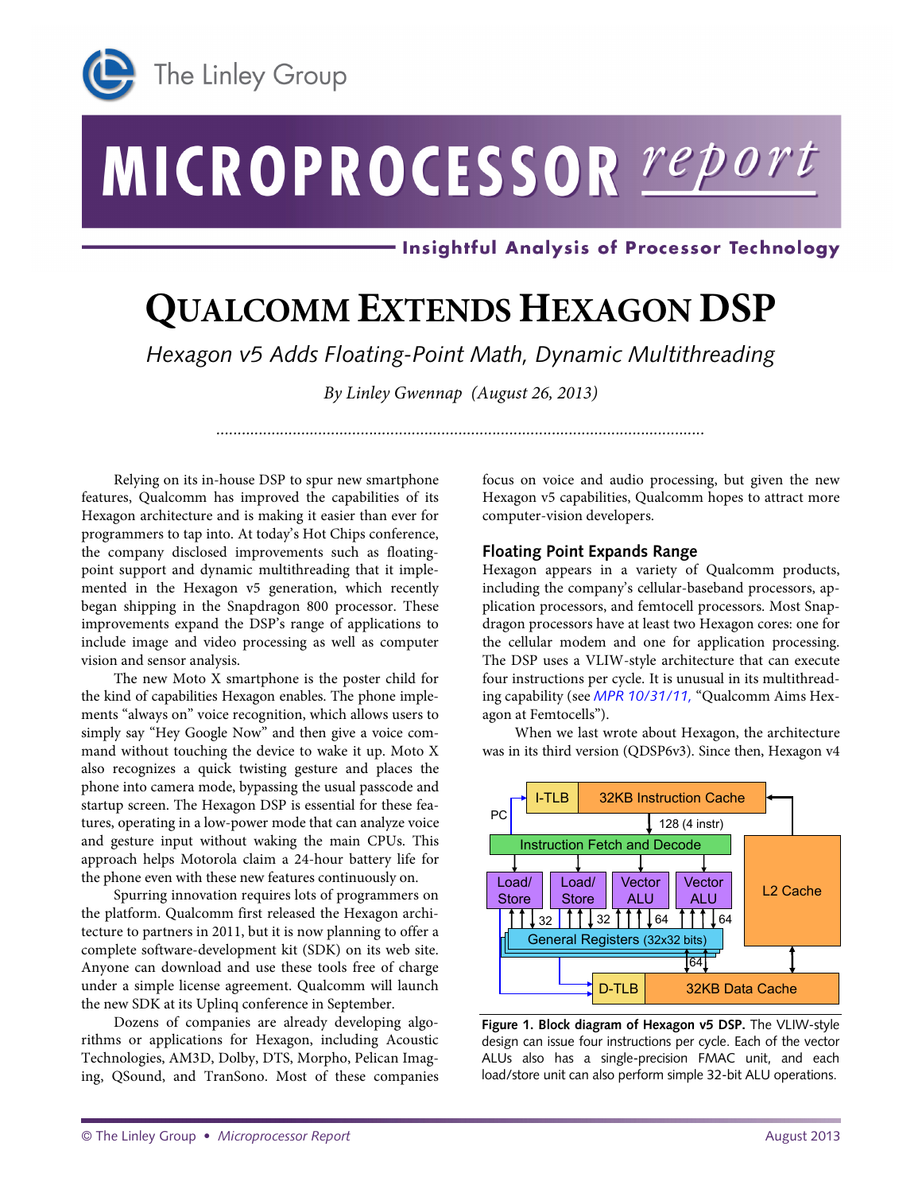# Qualcomm Extends Hexagon DSP

*Hexagon v5 Adds Floating-Point Math, Dynamic Multithreading*

*By Linley Gwennap (August 26, 2013)*

Relying on its in-house DSP to spur new smartphone features, Qualcomm has improved the capabilities of its Hexagon architecture and is making it easier than ever for programmers to tap into. At today's Hot Chips conference, the company disclosed improvements such as floating-point support and dynamic multithreading that it implemented in the Hexagon v5 generation, which recently began shipping in the Snapdragon 800 processor. These improvements expand the DSP's range of applications to include image and video processing as well as computer vision and sensor analysis.

The new Moto X smartphone is the poster child for the kind of capabilities Hexagon enables. The phone implements "always on" voice recognition, which allows users to simply say "Hey Google Now" and then give a voice command without touching the device to wake it up. Moto X also recognizes a quick twisting gesture and places the phone into camera mode, bypassing the usual passcode and startup screen. The Hexagon DSP is essential for these features, operating in a low-power mode that can analyze voice and gesture input without waking the main CPUs. This approach helps Motorola claim a 24-hour battery life for the phone even with these new features continuously on.

Spurring innovation requires lots of programmers on the platform. Qualcomm first released the Hexagon architecture to partners in 2011, but it is now planning to offer a complete software-development kit (SDK) on its web site. Anyone can download and use these tools free of charge under a simple license agreement. Qualcomm will launch the new SDK at its Uplinq conference in September.

Dozens of companies are already developing algorithms or applications for Hexagon, including Acoustic Technologies, AM3D, Dolby, DTS, Morpho, Pelican Imaging, QSound, and TranSono. Most of these companies focus on voice and audio processing, but given the new Hexagon v5 capabilities, Qualcomm hopes to attract more computer-vision developers.

## Floating Point Expands Range

Hexagon appears in a variety of Qualcomm products, including the company's cellular-baseband processors, application processors, and femtocell processors. Most Snapdragon processors have at least two Hexagon cores: one for the cellular modem and one for application processing. The DSP uses a VLIW-style architecture that can execute four instructions per cycle. It is unusual in its multithreading capability (see *MPR 10/31/11*, "Qualcomm Aims Hexagon at Femtocells").

When we last wrote about Hexagon, the architecture was in its third version (QDSP6v3). Since then, Hexagon v4

**Figure 1. Block diagram of Hexagon v5 DSP.** The VLIW-style design can issue four instructions per cycle. Each of the vector ALUs also has a single-precision FMAC unit, and each load/store unit can also perform simple 32-bit ALU operations.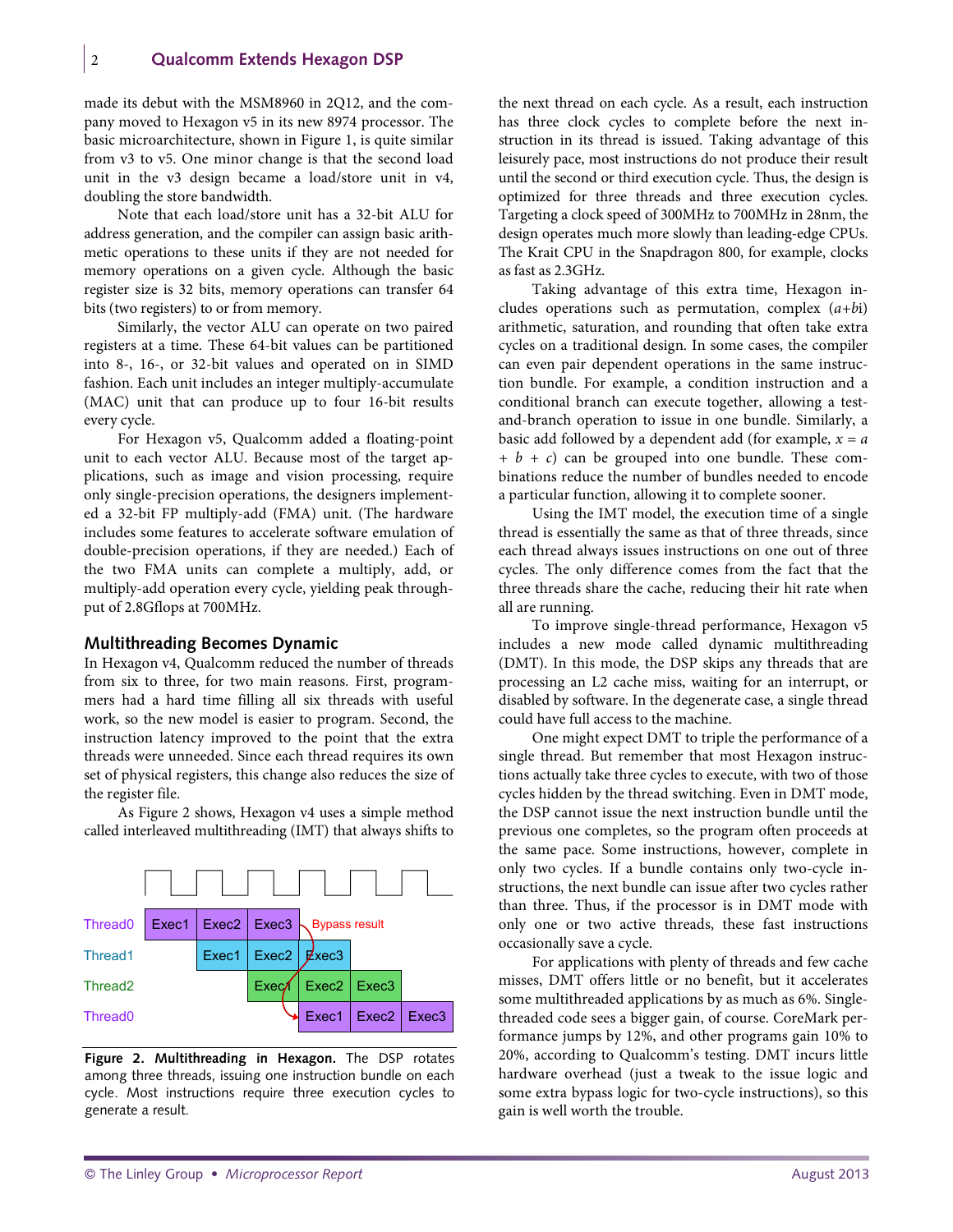made its debut with the MSM8960 in 2Q12, and the company moved to Hexagon v5 in its new 8974 processor. The basic microarchitecture, shown in Figure 1, is quite similar from v3 to v5. One minor change is that the second load unit in the v3 design became a load/store unit in v4, doubling the store bandwidth.

Note that each load/store unit has a 32-bit ALU for address generation, and the compiler can assign basic arithmetic operations to these units if they are not needed for memory operations on a given cycle. Although the basic register size is 32 bits, memory operations can transfer 64 bits (two registers) to or from memory.

Similarly, the vector ALU can operate on two paired registers at a time. These 64-bit values can be partitioned into 8-, 16-, or 32-bit values and operated on in SIMD fashion. Each unit includes an integer multiply-accumulate (MAC) unit that can produce up to four 16-bit results every cycle.

For Hexagon v5, Qualcomm added a floating-point unit to each vector ALU. Because most of the target applications, such as image and vision processing, require only single-precision operations, the designers implemented a 32-bit FP multiply-add (FMA) unit. (The hardware includes some features to accelerate software emulation of double-precision operations, if they are needed.) Each of the two FMA units can complete a multiply, add, or multiply-add operation every cycle, yielding peak throughput of 2.8Gflops at 700MHz.

## Multithreading Becomes Dynamic

In Hexagon v4, Qualcomm reduced the number of threads from six to three, for two main reasons. First, programmers had a hard time filling all six threads with useful work, so the new model is easier to program. Second, the instruction latency improved to the point that the extra threads were unneeded. Since each thread requires its own set of physical registers, this change also reduces the size of the register file.

As Figure 2 shows, Hexagon v4 uses a simple method called interleaved multithreading (IMT) that always shifts to the next thread on each cycle. As a result, each instruction has three clock cycles to complete before the next instruction in its thread is issued. Taking advantage of this leisurely pace, most instructions do not produce their result until the second or third execution cycle. Thus, the design is optimized for three threads and three execution cycles. Targeting a clock speed of 300MHz to 700MHz in 28nm, the design operates much more slowly than leading-edge CPUs. The Krait CPU in the Snapdragon 800, for example, clocks as fast as 2.3GHz.

Taking advantage of this extra time, Hexagon includes operations such as permutation, complex ($a$+$b$i) arithmetic, saturation, and rounding that often take extra cycles on a traditional design. In some cases, the compiler can even pair dependent operations in the same instruction bundle. For example, a condition instruction and a conditional branch can execute together, allowing a test-and-branch operation to issue in one bundle. Similarly, a basic add followed by a dependent add (for example, $x = a + b + c$) can be grouped into one bundle. These combinations reduce the number of bundles needed to encode a particular function, allowing it to complete sooner.

Using the IMT model, the execution time of a single thread is essentially the same as that of three threads, since each thread always issues instructions on one out of three cycles. The only difference comes from the fact that the three threads share the cache, reducing their hit rate when all are running.

To improve single-thread performance, Hexagon v5 includes a new mode called dynamic multithreading (DMT). In this mode, the DSP skips any threads that are processing an L2 cache miss, waiting for an interrupt, or disabled by software. In the degenerate case, a single thread could have full access to the machine.

One might expect DMT to triple the performance of a single thread. But remember that most Hexagon instructions actually take three cycles to execute, with two of those cycles hidden by the thread switching. Even in DMT mode, the DSP cannot issue the next instruction bundle until the previous one completes, so the program often proceeds at the same pace. Some instructions, however, complete in only two cycles. If a bundle contains only two-cycle instructions, the next bundle can issue after two cycles rather than three. Thus, if the processor is in DMT mode with only one or two active threads, these fast instructions occasionally save a cycle.

For applications with plenty of threads and few cache misses, DMT offers little or no benefit, but it accelerates some multithreaded applications by as much as 6%. Single-threaded code sees a bigger gain, of course. CoreMark performance jumps by 12%, and other programs gain 10% to 20%, according to Qualcomm's testing. DMT incurs little hardware overhead (just a tweak to the issue logic and some extra bypass logic for two-cycle instructions), so this gain is well worth the trouble.

| | | | | | | |
|---|---|---|---|---|---|---|
| Thread0 | Exec1 | Exec2 | Exec3 | | | |
| Thread1 | | Exec1 | Exec2 | Exec3 | | |
| Thread2 | | | Exec1 | Exec2 | Exec3 | |
| Thread0 | | | | Exec1 | Exec2 | Exec3 |

(Bypass result: from Thread0 Exec3 to the next Thread0 Exec1)

**Figure 2. Multithreading in Hexagon.** The DSP rotates among three threads, issuing one instruction bundle on each cycle. Most instructions require three execution cycles to generate a result.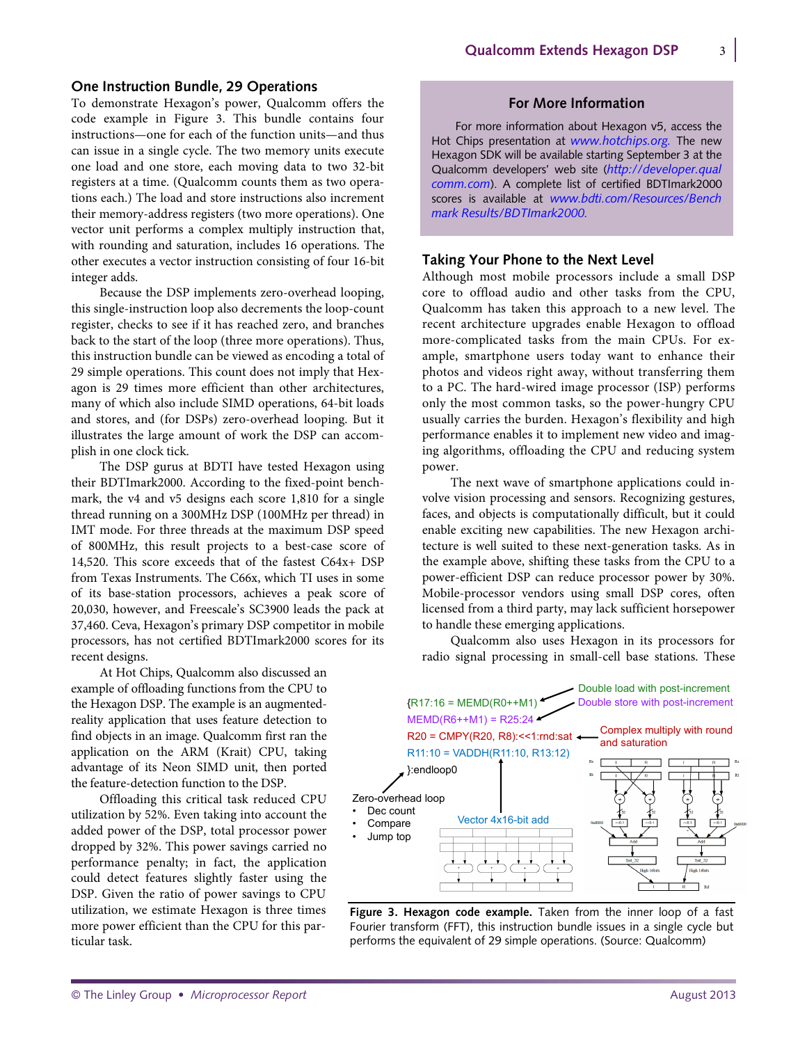## One Instruction Bundle, 29 Operations

To demonstrate Hexagon's power, Qualcomm offers the code example in Figure 3. This bundle contains four instructions—one for each of the function units—and thus can issue in a single cycle. The two memory units execute one load and one store, each moving data to two 32-bit registers at a time. (Qualcomm counts them as two operations each.) The load and store instructions also increment their memory-address registers (two more operations). One vector unit performs a complex multiply instruction that, with rounding and saturation, includes 16 operations. The other executes a vector instruction consisting of four 16-bit integer adds.

Because the DSP implements zero-overhead looping, this single-instruction loop also decrements the loop-count register, checks to see if it has reached zero, and branches back to the start of the loop (three more operations). Thus, this instruction bundle can be viewed as encoding a total of 29 simple operations. This count does not imply that Hexagon is 29 times more efficient than other architectures, many of which also include SIMD operations, 64-bit loads and stores, and (for DSPs) zero-overhead looping. But it illustrates the large amount of work the DSP can accomplish in one clock tick.

The DSP gurus at BDTI have tested Hexagon using their BDTImark2000. According to the fixed-point benchmark, the v4 and v5 designs each score 1,810 for a single thread running on a 300MHz DSP (100MHz per thread) in IMT mode. For three threads at the maximum DSP speed of 800MHz, this result projects to a best-case score of 14,520. This score exceeds that of the fastest C64x+ DSP from Texas Instruments. The C66x, which TI uses in some of its base-station processors, achieves a peak score of 20,030, however, and Freescale's SC3900 leads the pack at 37,460. Ceva, Hexagon's primary DSP competitor in mobile processors, has not certified BDTImark2000 scores for its recent designs.

At Hot Chips, Qualcomm also discussed an example of offloading functions from the CPU to the Hexagon DSP. The example is an augmented-reality application that uses feature detection to find objects in an image. Qualcomm first ran the application on the ARM (Krait) CPU, taking advantage of its Neon SIMD unit, then ported the feature-detection function to the DSP.

Offloading this critical task reduced CPU utilization by 52%. Even taking into account the added power of the DSP, total processor power dropped by 32%. This power savings carried no performance penalty; in fact, the application could detect features slightly faster using the DSP. Given the ratio of power savings to CPU utilization, we estimate Hexagon is three times more power efficient than the CPU for this particular task.

### For More Information

For more information about Hexagon v5, access the Hot Chips presentation at *www.hotchips.org.* The new Hexagon SDK will be available starting September 3 at the Qualcomm developers' web site (*http://developer.qualcomm.com*). A complete list of certified BDTImark2000 scores is available at *www.bdti.com/Resources/BenchmarkResults/BDTImark2000.*

## Taking Your Phone to the Next Level

Although most mobile processors include a small DSP core to offload audio and other tasks from the CPU, Qualcomm has taken this approach to a new level. The recent architecture upgrades enable Hexagon to offload more-complicated tasks from the main CPUs. For example, smartphone users today want to enhance their photos and videos right away, without transferring them to a PC. The hard-wired image processor (ISP) performs only the most common tasks, so the power-hungry CPU usually carries the burden. Hexagon's flexibility and high performance enables it to implement new video and imaging algorithms, offloading the CPU and reducing system power.

The next wave of smartphone applications could involve vision processing and sensors. Recognizing gestures, faces, and objects is computationally difficult, but it could enable exciting new capabilities. The new Hexagon architecture is well suited to these next-generation tasks. As in the example above, shifting these tasks from the CPU to a power-efficient DSP can reduce processor power by 30%. Mobile-processor vendors using small DSP cores, often licensed from a third party, may lack sufficient horsepower to handle these emerging applications.

Qualcomm also uses Hexagon in its processors for radio signal processing in small-cell base stations. These

```
{R17:16 = MEMD(R0++M1)          <- Double load with post-increment
MEMD(R6++M1) = R25:24           <- Double store with post-increment
R20 = CMPY(R20, R8):<<1:rnd:sat <- Complex multiply with round and saturation
R11:10 = VADDH(R11:10, R13:12)  <- Vector 4x16-bit add
}:endloop0                      <- Zero-overhead loop: Dec count, Compare, Jump top
```

**Figure 3. Hexagon code example.** Taken from the inner loop of a fast Fourier transform (FFT), this instruction bundle issues in a single cycle but performs the equivalent of 29 simple operations. (Source: Qualcomm)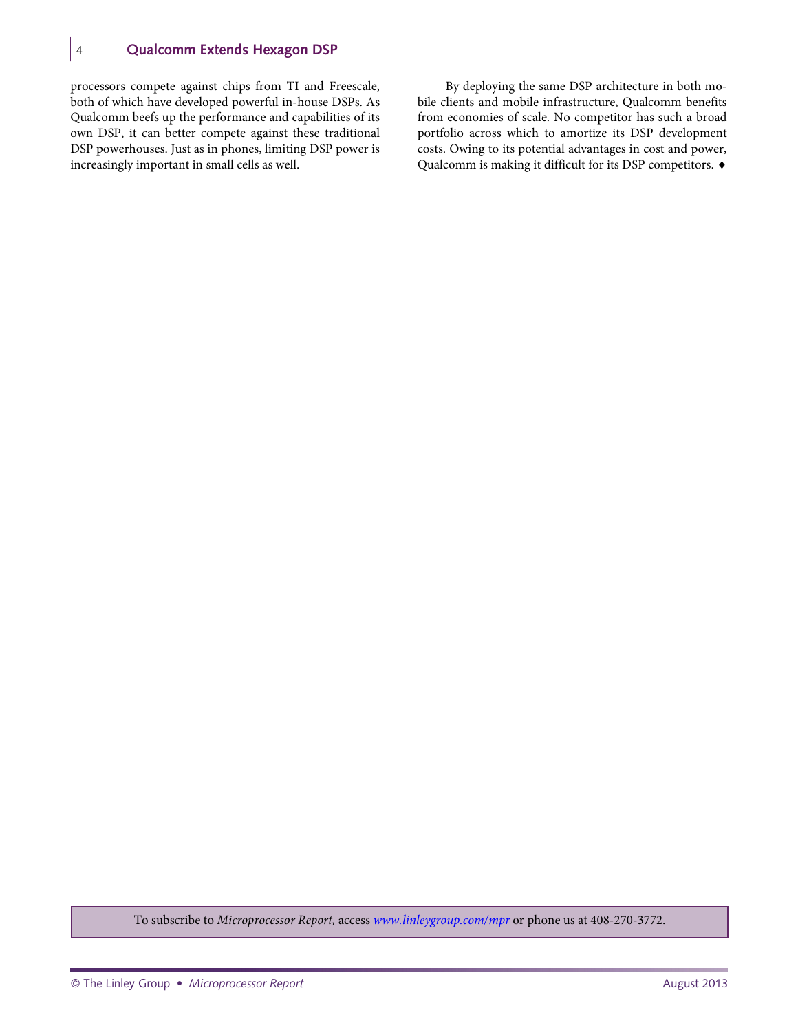processors compete against chips from TI and Freescale, both of which have developed powerful in-house DSPs. As Qualcomm beefs up the performance and capabilities of its own DSP, it can better compete against these traditional DSP powerhouses. Just as in phones, limiting DSP power is increasingly important in small cells as well.

By deploying the same DSP architecture in both mobile clients and mobile infrastructure, Qualcomm benefits from economies of scale. No competitor has such a broad portfolio across which to amortize its DSP development costs. Owing to its potential advantages in cost and power, Qualcomm is making it difficult for its DSP competitors. ♦

To subscribe to *Microprocessor Report,* access *www.linleygroup.com/mpr* or phone us at 408-270-3772.